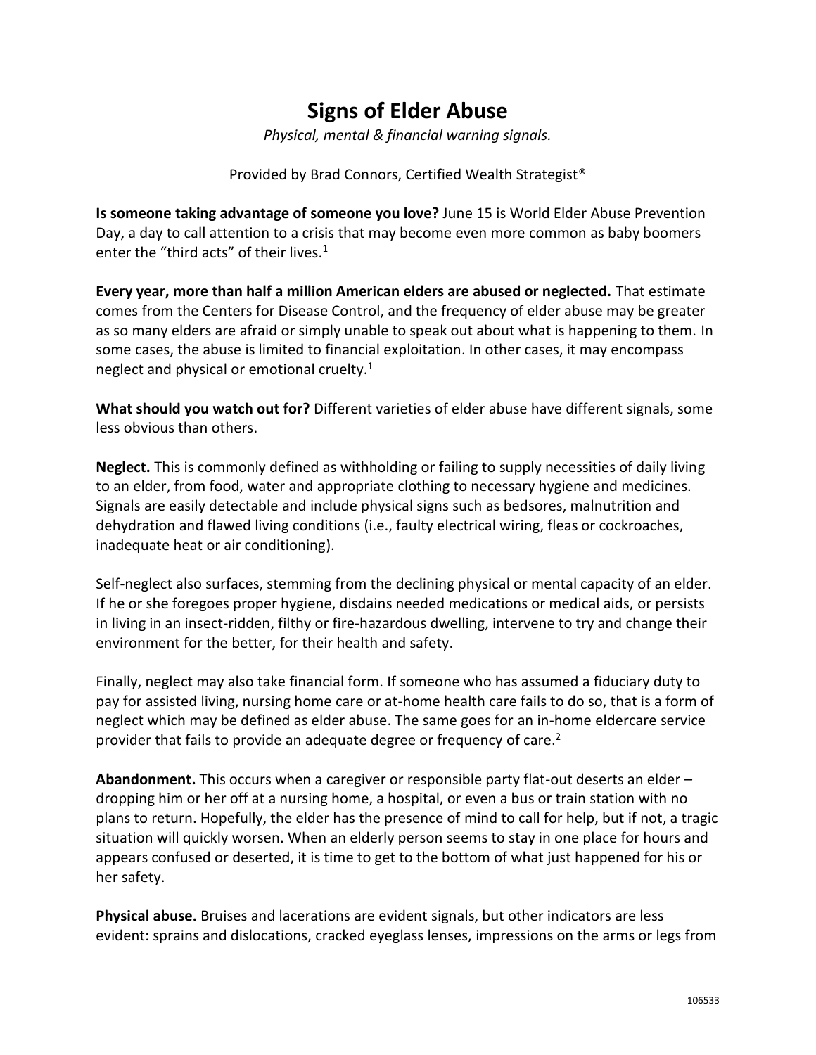# Signs of Elder Abuse

*Physical, mental & financial warning signals.*

Provided by Brad Connors, Certified Wealth Strategist®

**Is someone taking advantage of someone you love?** June 15 is World Elder Abuse Prevention Day, a day to call attention to a crisis that may become even more common as baby boomers enter the "third acts" of their lives.[1]

**Every year, more than half a million American elders are abused or neglected.** That estimate comes from the Centers for Disease Control, and the frequency of elder abuse may be greater as so many elders are afraid or simply unable to speak out about what is happening to them. In some cases, the abuse is limited to financial exploitation. In other cases, it may encompass neglect and physical or emotional cruelty.[1]

**What should you watch out for?** Different varieties of elder abuse have different signals, some less obvious than others.

**Neglect.** This is commonly defined as withholding or failing to supply necessities of daily living to an elder, from food, water and appropriate clothing to necessary hygiene and medicines. Signals are easily detectable and include physical signs such as bedsores, malnutrition and dehydration and flawed living conditions (i.e., faulty electrical wiring, fleas or cockroaches, inadequate heat or air conditioning).

Self-neglect also surfaces, stemming from the declining physical or mental capacity of an elder. If he or she foregoes proper hygiene, disdains needed medications or medical aids, or persists in living in an insect-ridden, filthy or fire-hazardous dwelling, intervene to try and change their environment for the better, for their health and safety.

Finally, neglect may also take financial form. If someone who has assumed a fiduciary duty to pay for assisted living, nursing home care or at-home health care fails to do so, that is a form of neglect which may be defined as elder abuse. The same goes for an in-home eldercare service provider that fails to provide an adequate degree or frequency of care.[2]

**Abandonment.** This occurs when a caregiver or responsible party flat-out deserts an elder – dropping him or her off at a nursing home, a hospital, or even a bus or train station with no plans to return. Hopefully, the elder has the presence of mind to call for help, but if not, a tragic situation will quickly worsen. When an elderly person seems to stay in one place for hours and appears confused or deserted, it is time to get to the bottom of what just happened for his or her safety.

**Physical abuse.** Bruises and lacerations are evident signals, but other indicators are less evident: sprains and dislocations, cracked eyeglass lenses, impressions on the arms or legs from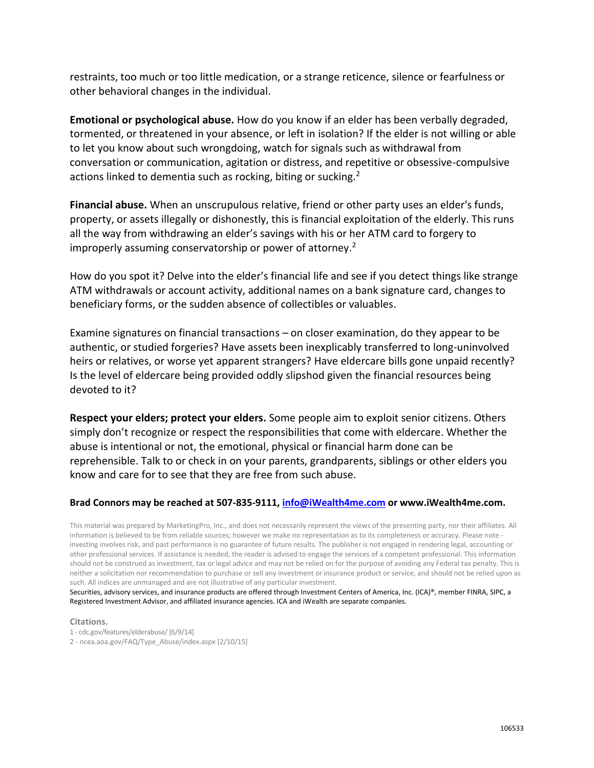restraints, too much or too little medication, or a strange reticence, silence or fearfulness or other behavioral changes in the individual.

**Emotional or psychological abuse.** How do you know if an elder has been verbally degraded, tormented, or threatened in your absence, or left in isolation? If the elder is not willing or able to let you know about such wrongdoing, watch for signals such as withdrawal from conversation or communication, agitation or distress, and repetitive or obsessive-compulsive actions linked to dementia such as rocking, biting or sucking.[2]

**Financial abuse.** When an unscrupulous relative, friend or other party uses an elder's funds, property, or assets illegally or dishonestly, this is financial exploitation of the elderly. This runs all the way from withdrawing an elder's savings with his or her ATM card to forgery to improperly assuming conservatorship or power of attorney.[2]

How do you spot it? Delve into the elder's financial life and see if you detect things like strange ATM withdrawals or account activity, additional names on a bank signature card, changes to beneficiary forms, or the sudden absence of collectibles or valuables.

Examine signatures on financial transactions – on closer examination, do they appear to be authentic, or studied forgeries? Have assets been inexplicably transferred to long-uninvolved heirs or relatives, or worse yet apparent strangers? Have eldercare bills gone unpaid recently? Is the level of eldercare being provided oddly slipshod given the financial resources being devoted to it?

**Respect your elders; protect your elders.** Some people aim to exploit senior citizens. Others simply don't recognize or respect the responsibilities that come with eldercare. Whether the abuse is intentional or not, the emotional, physical or financial harm done can be reprehensible. Talk to or check in on your parents, grandparents, siblings or other elders you know and care for to see that they are free from such abuse.

**Brad Connors may be reached at 507-835-9111, [info@iWealth4me.com](mailto:info@iWealth4me.com) or www.iWealth4me.com.**

This material was prepared by MarketingPro, Inc., and does not necessarily represent the views of the presenting party, nor their affiliates. All information is believed to be from reliable sources; however we make no representation as to its completeness or accuracy. Please note - investing involves risk, and past performance is no guarantee of future results. The publisher is not engaged in rendering legal, accounting or other professional services. If assistance is needed, the reader is advised to engage the services of a competent professional. This information should not be construed as investment, tax or legal advice and may not be relied on for the purpose of avoiding any Federal tax penalty. This is neither a solicitation nor recommendation to purchase or sell any investment or insurance product or service, and should not be relied upon as such. All indices are unmanaged and are not illustrative of any particular investment.

Securities, advisory services, and insurance products are offered through Investment Centers of America, Inc. (ICA)®, member FINRA, SIPC, a Registered Investment Advisor, and affiliated insurance agencies. ICA and iWealth are separate companies.

**Citations.**

1 - cdc.gov/features/elderabuse/ [6/9/14]

2 - ncea.aoa.gov/FAQ/Type_Abuse/index.aspx [2/10/15]

106533